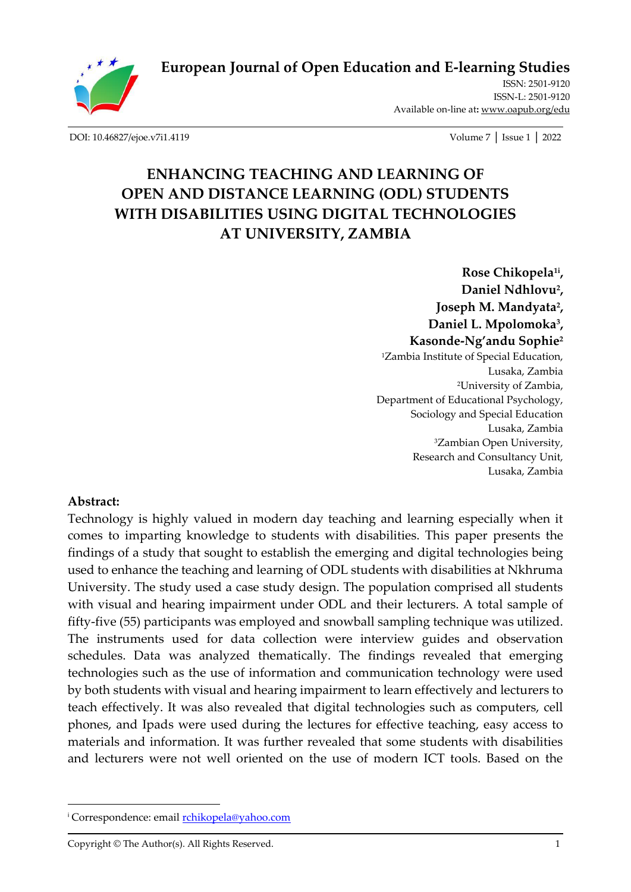# ENHANCING TEACHING AND LEARNING OF OPEN AND DISTANCE LEARNING (ODL) STUDENTS WITH DISABILITIES USING DIGITAL TECHNOLOGIES AT UNIVERSITY, ZAMBIA

**Rose Chikopela[1i], Daniel Ndhlovu[2], Joseph M. Mandyata[2], Daniel L. Mpolomoka[3], Kasonde-Ng'andu Sophie[2]**

[1]Zambia Institute of Special Education, Lusaka, Zambia

[2]University of Zambia, Department of Educational Psychology, Sociology and Special Education Lusaka, Zambia

[3]Zambian Open University, Research and Consultancy Unit, Lusaka, Zambia

## Abstract:

Technology is highly valued in modern day teaching and learning especially when it comes to imparting knowledge to students with disabilities. This paper presents the findings of a study that sought to establish the emerging and digital technologies being used to enhance the teaching and learning of ODL students with disabilities at Nkhruma University. The study used a case study design. The population comprised all students with visual and hearing impairment under ODL and their lecturers. A total sample of fifty-five (55) participants was employed and snowball sampling technique was utilized. The instruments used for data collection were interview guides and observation schedules. Data was analyzed thematically. The findings revealed that emerging technologies such as the use of information and communication technology were used by both students with visual and hearing impairment to learn effectively and lecturers to teach effectively. It was also revealed that digital technologies such as computers, cell phones, and Ipads were used during the lectures for effective teaching, easy access to materials and information. It was further revealed that some students with disabilities and lecturers were not well oriented on the use of modern ICT tools. Based on the

---

[i] Correspondence: email rchikopela@yahoo.com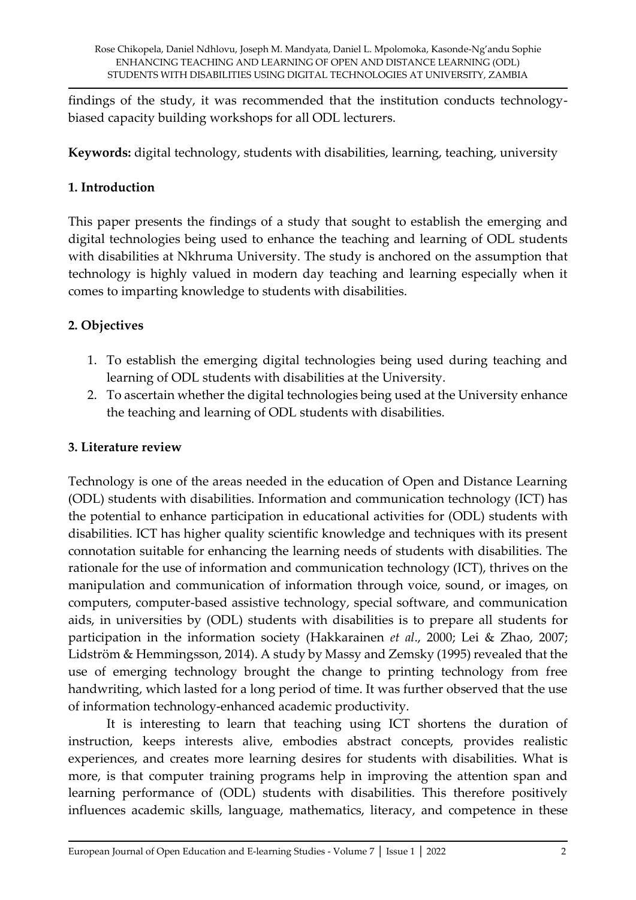findings of the study, it was recommended that the institution conducts technology-biased capacity building workshops for all ODL lecturers.

**Keywords:** digital technology, students with disabilities, learning, teaching, university

## 1. Introduction

This paper presents the findings of a study that sought to establish the emerging and digital technologies being used to enhance the teaching and learning of ODL students with disabilities at Nkhruma University. The study is anchored on the assumption that technology is highly valued in modern day teaching and learning especially when it comes to imparting knowledge to students with disabilities.

## 2. Objectives

1. To establish the emerging digital technologies being used during teaching and learning of ODL students with disabilities at the University.
2. To ascertain whether the digital technologies being used at the University enhance the teaching and learning of ODL students with disabilities.

## 3. Literature review

Technology is one of the areas needed in the education of Open and Distance Learning (ODL) students with disabilities. Information and communication technology (ICT) has the potential to enhance participation in educational activities for (ODL) students with disabilities. ICT has higher quality scientific knowledge and techniques with its present connotation suitable for enhancing the learning needs of students with disabilities. The rationale for the use of information and communication technology (ICT), thrives on the manipulation and communication of information through voice, sound, or images, on computers, computer-based assistive technology, special software, and communication aids, in universities by (ODL) students with disabilities is to prepare all students for participation in the information society (Hakkarainen *et al*., 2000; Lei & Zhao, 2007; Lidström & Hemmingsson, 2014). A study by Massy and Zemsky (1995) revealed that the use of emerging technology brought the change to printing technology from free handwriting, which lasted for a long period of time. It was further observed that the use of information technology-enhanced academic productivity.

It is interesting to learn that teaching using ICT shortens the duration of instruction, keeps interests alive, embodies abstract concepts, provides realistic experiences, and creates more learning desires for students with disabilities. What is more, is that computer training programs help in improving the attention span and learning performance of (ODL) students with disabilities. This therefore positively influences academic skills, language, mathematics, literacy, and competence in these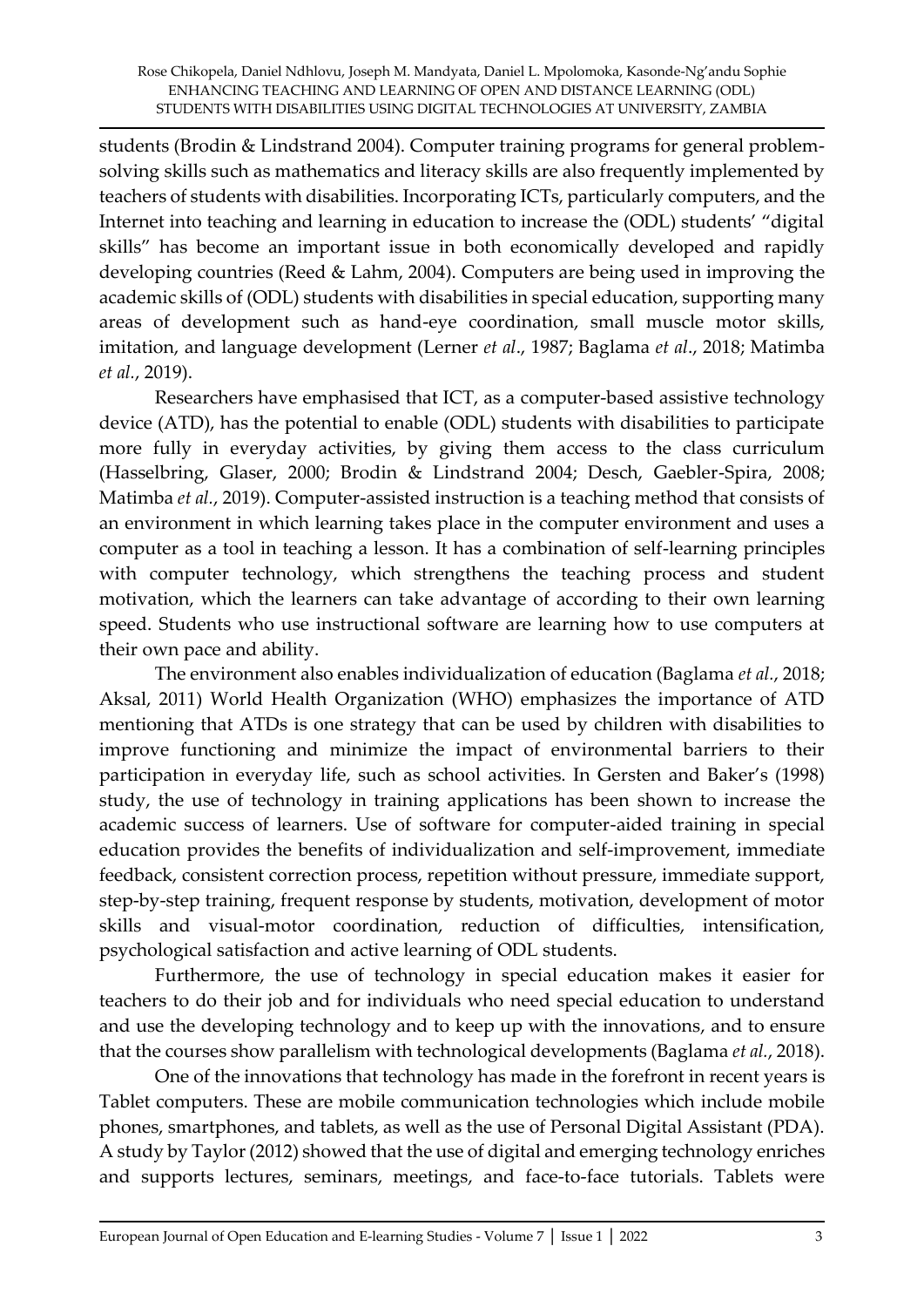students (Brodin & Lindstrand 2004). Computer training programs for general problem-solving skills such as mathematics and literacy skills are also frequently implemented by teachers of students with disabilities. Incorporating ICTs, particularly computers, and the Internet into teaching and learning in education to increase the (ODL) students' "digital skills" has become an important issue in both economically developed and rapidly developing countries (Reed & Lahm, 2004). Computers are being used in improving the academic skills of (ODL) students with disabilities in special education, supporting many areas of development such as hand-eye coordination, small muscle motor skills, imitation, and language development (Lerner *et al*., 1987; Baglama *et al*., 2018; Matimba *et al.*, 2019).

Researchers have emphasised that ICT, as a computer-based assistive technology device (ATD), has the potential to enable (ODL) students with disabilities to participate more fully in everyday activities, by giving them access to the class curriculum (Hasselbring, Glaser, 2000; Brodin & Lindstrand 2004; Desch, Gaebler-Spira, 2008; Matimba *et al.*, 2019). Computer-assisted instruction is a teaching method that consists of an environment in which learning takes place in the computer environment and uses a computer as a tool in teaching a lesson. It has a combination of self-learning principles with computer technology, which strengthens the teaching process and student motivation, which the learners can take advantage of according to their own learning speed. Students who use instructional software are learning how to use computers at their own pace and ability.

The environment also enables individualization of education (Baglama *et al.*, 2018; Aksal, 2011) World Health Organization (WHO) emphasizes the importance of ATD mentioning that ATDs is one strategy that can be used by children with disabilities to improve functioning and minimize the impact of environmental barriers to their participation in everyday life, such as school activities. In Gersten and Baker's (1998) study, the use of technology in training applications has been shown to increase the academic success of learners. Use of software for computer-aided training in special education provides the benefits of individualization and self-improvement, immediate feedback, consistent correction process, repetition without pressure, immediate support, step-by-step training, frequent response by students, motivation, development of motor skills and visual-motor coordination, reduction of difficulties, intensification, psychological satisfaction and active learning of ODL students.

Furthermore, the use of technology in special education makes it easier for teachers to do their job and for individuals who need special education to understand and use the developing technology and to keep up with the innovations, and to ensure that the courses show parallelism with technological developments (Baglama *et al.*, 2018).

One of the innovations that technology has made in the forefront in recent years is Tablet computers. These are mobile communication technologies which include mobile phones, smartphones, and tablets, as well as the use of Personal Digital Assistant (PDA). A study by Taylor (2012) showed that the use of digital and emerging technology enriches and supports lectures, seminars, meetings, and face-to-face tutorials. Tablets were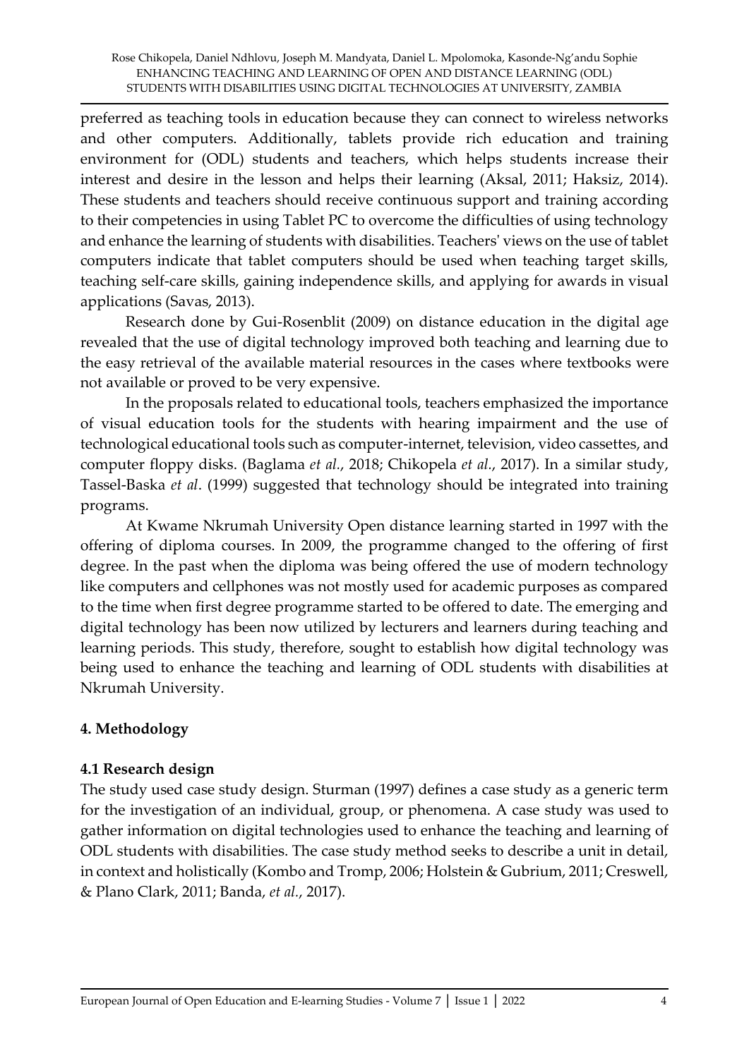preferred as teaching tools in education because they can connect to wireless networks and other computers. Additionally, tablets provide rich education and training environment for (ODL) students and teachers, which helps students increase their interest and desire in the lesson and helps their learning (Aksal, 2011; Haksiz, 2014). These students and teachers should receive continuous support and training according to their competencies in using Tablet PC to overcome the difficulties of using technology and enhance the learning of students with disabilities. Teachers' views on the use of tablet computers indicate that tablet computers should be used when teaching target skills, teaching self-care skills, gaining independence skills, and applying for awards in visual applications (Savas, 2013).

Research done by Gui-Rosenblit (2009) on distance education in the digital age revealed that the use of digital technology improved both teaching and learning due to the easy retrieval of the available material resources in the cases where textbooks were not available or proved to be very expensive.

In the proposals related to educational tools, teachers emphasized the importance of visual education tools for the students with hearing impairment and the use of technological educational tools such as computer-internet, television, video cassettes, and computer floppy disks. (Baglama *et al.*, 2018; Chikopela *et al.*, 2017). In a similar study, Tassel-Baska *et al*. (1999) suggested that technology should be integrated into training programs.

At Kwame Nkrumah University Open distance learning started in 1997 with the offering of diploma courses. In 2009, the programme changed to the offering of first degree. In the past when the diploma was being offered the use of modern technology like computers and cellphones was not mostly used for academic purposes as compared to the time when first degree programme started to be offered to date. The emerging and digital technology has been now utilized by lecturers and learners during teaching and learning periods. This study, therefore, sought to establish how digital technology was being used to enhance the teaching and learning of ODL students with disabilities at Nkrumah University.

## 4. Methodology

### 4.1 Research design

The study used case study design. Sturman (1997) defines a case study as a generic term for the investigation of an individual, group, or phenomena. A case study was used to gather information on digital technologies used to enhance the teaching and learning of ODL students with disabilities. The case study method seeks to describe a unit in detail, in context and holistically (Kombo and Tromp, 2006; Holstein & Gubrium, 2011; Creswell, & Plano Clark, 2011; Banda, *et al.*, 2017).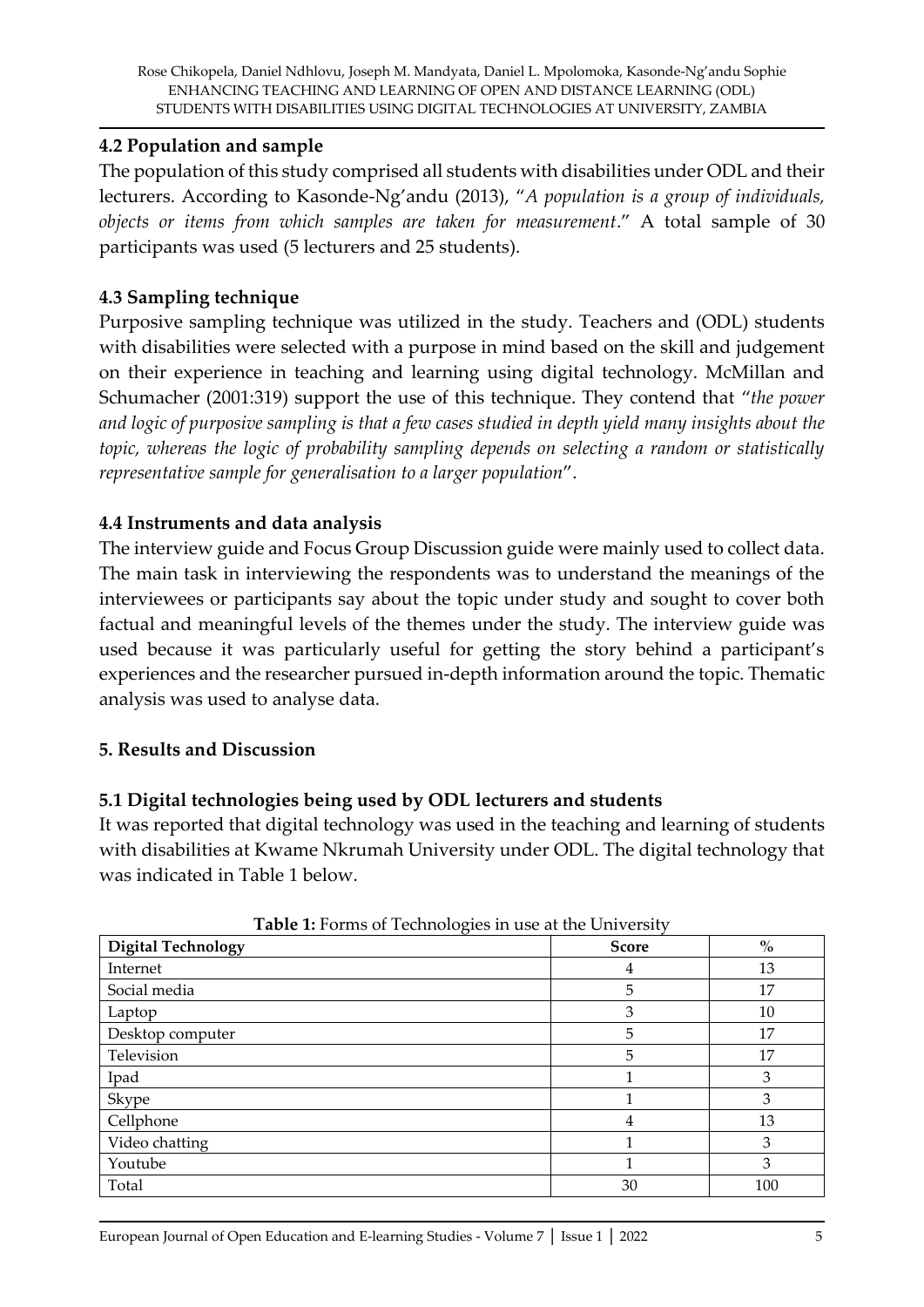### 4.2 Population and sample

The population of this study comprised all students with disabilities under ODL and their lecturers. According to Kasonde-Ng'andu (2013), "*A population is a group of individuals, objects or items from which samples are taken for measurement*." A total sample of 30 participants was used (5 lecturers and 25 students).

### 4.3 Sampling technique

Purposive sampling technique was utilized in the study. Teachers and (ODL) students with disabilities were selected with a purpose in mind based on the skill and judgement on their experience in teaching and learning using digital technology. McMillan and Schumacher (2001:319) support the use of this technique. They contend that "*the power and logic of purposive sampling is that a few cases studied in depth yield many insights about the topic, whereas the logic of probability sampling depends on selecting a random or statistically representative sample for generalisation to a larger population*".

### 4.4 Instruments and data analysis

The interview guide and Focus Group Discussion guide were mainly used to collect data. The main task in interviewing the respondents was to understand the meanings of the interviewees or participants say about the topic under study and sought to cover both factual and meaningful levels of the themes under the study. The interview guide was used because it was particularly useful for getting the story behind a participant's experiences and the researcher pursued in-depth information around the topic. Thematic analysis was used to analyse data.

## 5. Results and Discussion

### 5.1 Digital technologies being used by ODL lecturers and students

It was reported that digital technology was used in the teaching and learning of students with disabilities at Kwame Nkrumah University under ODL. The digital technology that was indicated in Table 1 below.

**Table 1:** Forms of Technologies in use at the University

| Digital Technology | Score | % |
|---|---|---|
| Internet | 4 | 13 |
| Social media | 5 | 17 |
| Laptop | 3 | 10 |
| Desktop computer | 5 | 17 |
| Television | 5 | 17 |
| Ipad | 1 | 3 |
| Skype | 1 | 3 |
| Cellphone | 4 | 13 |
| Video chatting | 1 | 3 |
| Youtube | 1 | 3 |
| Total | 30 | 100 |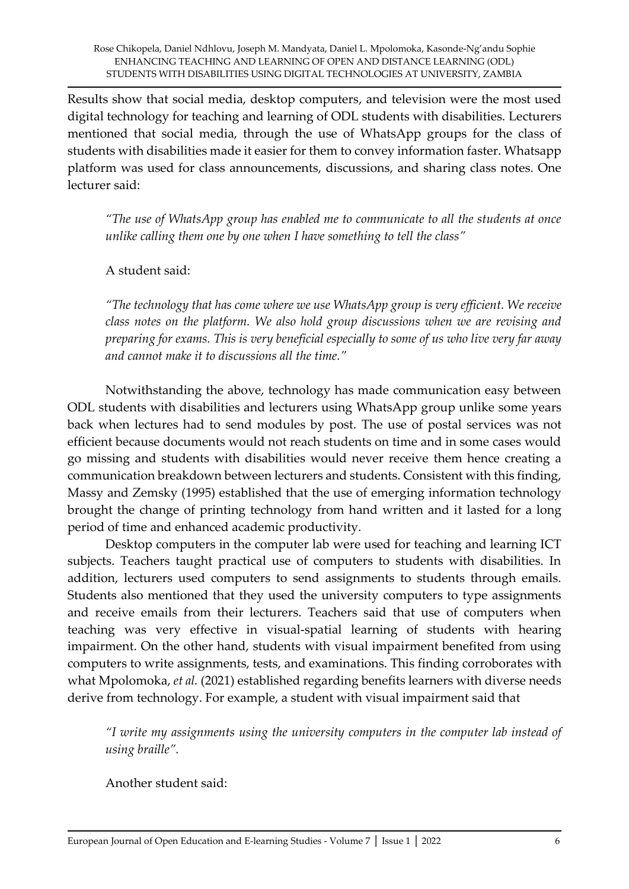Results show that social media, desktop computers, and television were the most used digital technology for teaching and learning of ODL students with disabilities. Lecturers mentioned that social media, through the use of WhatsApp groups for the class of students with disabilities made it easier for them to convey information faster. Whatsapp platform was used for class announcements, discussions, and sharing class notes. One lecturer said:

> *"The use of WhatsApp group has enabled me to communicate to all the students at once unlike calling them one by one when I have something to tell the class"*

A student said:

> *"The technology that has come where we use WhatsApp group is very efficient. We receive class notes on the platform. We also hold group discussions when we are revising and preparing for exams. This is very beneficial especially to some of us who live very far away and cannot make it to discussions all the time."*

Notwithstanding the above, technology has made communication easy between ODL students with disabilities and lecturers using WhatsApp group unlike some years back when lectures had to send modules by post. The use of postal services was not efficient because documents would not reach students on time and in some cases would go missing and students with disabilities would never receive them hence creating a communication breakdown between lecturers and students. Consistent with this finding, Massy and Zemsky (1995) established that the use of emerging information technology brought the change of printing technology from hand written and it lasted for a long period of time and enhanced academic productivity.

Desktop computers in the computer lab were used for teaching and learning ICT subjects. Teachers taught practical use of computers to students with disabilities. In addition, lecturers used computers to send assignments to students through emails. Students also mentioned that they used the university computers to type assignments and receive emails from their lecturers. Teachers said that use of computers when teaching was very effective in visual-spatial learning of students with hearing impairment. On the other hand, students with visual impairment benefited from using computers to write assignments, tests, and examinations. This finding corroborates with what Mpolomoka, *et al.* (2021) established regarding benefits learners with diverse needs derive from technology. For example, a student with visual impairment said that

> *"I write my assignments using the university computers in the computer lab instead of using braille".*

Another student said: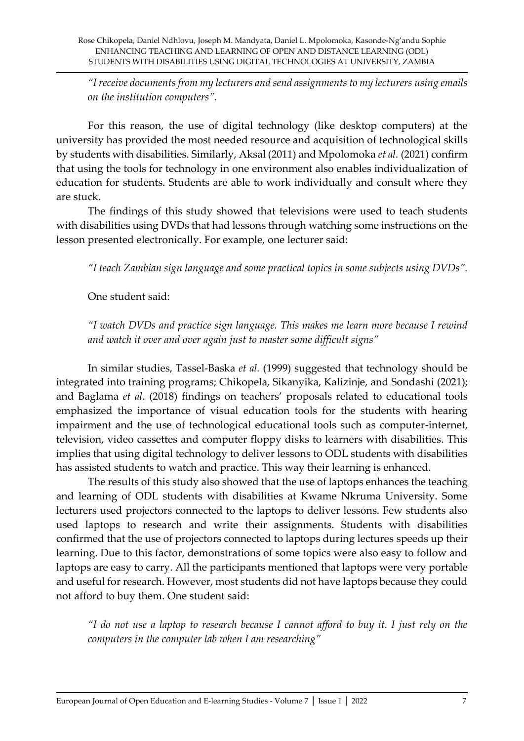*"I receive documents from my lecturers and send assignments to my lecturers using emails on the institution computers".*

For this reason, the use of digital technology (like desktop computers) at the university has provided the most needed resource and acquisition of technological skills by students with disabilities. Similarly, Aksal (2011) and Mpolomoka *et al.* (2021) confirm that using the tools for technology in one environment also enables individualization of education for students. Students are able to work individually and consult where they are stuck.

The findings of this study showed that televisions were used to teach students with disabilities using DVDs that had lessons through watching some instructions on the lesson presented electronically. For example, one lecturer said:

*"I teach Zambian sign language and some practical topics in some subjects using DVDs".*

One student said:

*"I watch DVDs and practice sign language. This makes me learn more because I rewind and watch it over and over again just to master some difficult signs"*

In similar studies, Tassel-Baska *et al.* (1999) suggested that technology should be integrated into training programs; Chikopela, Sikanyika, Kalizinje, and Sondashi (2021); and Baglama *et al*. (2018) findings on teachers' proposals related to educational tools emphasized the importance of visual education tools for the students with hearing impairment and the use of technological educational tools such as computer-internet, television, video cassettes and computer floppy disks to learners with disabilities. This implies that using digital technology to deliver lessons to ODL students with disabilities has assisted students to watch and practice. This way their learning is enhanced.

The results of this study also showed that the use of laptops enhances the teaching and learning of ODL students with disabilities at Kwame Nkruma University. Some lecturers used projectors connected to the laptops to deliver lessons. Few students also used laptops to research and write their assignments. Students with disabilities confirmed that the use of projectors connected to laptops during lectures speeds up their learning. Due to this factor, demonstrations of some topics were also easy to follow and laptops are easy to carry. All the participants mentioned that laptops were very portable and useful for research. However, most students did not have laptops because they could not afford to buy them. One student said:

*"I do not use a laptop to research because I cannot afford to buy it. I just rely on the computers in the computer lab when I am researching"*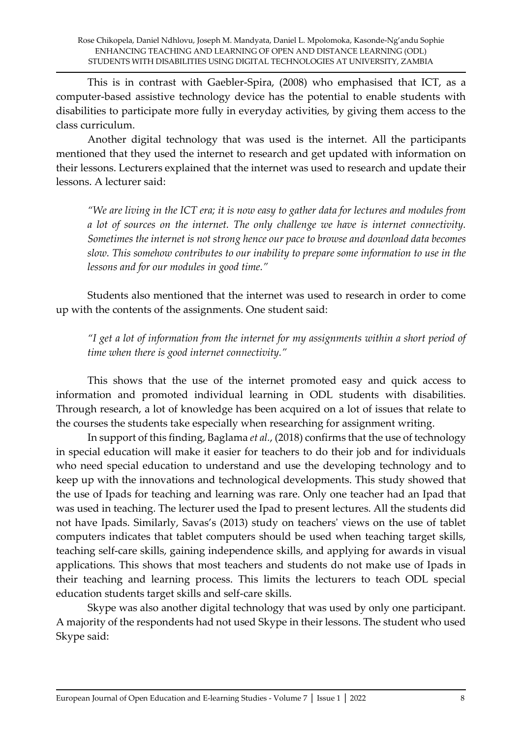This is in contrast with Gaebler-Spira, (2008) who emphasised that ICT, as a computer-based assistive technology device has the potential to enable students with disabilities to participate more fully in everyday activities, by giving them access to the class curriculum.

Another digital technology that was used is the internet. All the participants mentioned that they used the internet to research and get updated with information on their lessons. Lecturers explained that the internet was used to research and update their lessons. A lecturer said:

> *"We are living in the ICT era; it is now easy to gather data for lectures and modules from a lot of sources on the internet. The only challenge we have is internet connectivity. Sometimes the internet is not strong hence our pace to browse and download data becomes slow. This somehow contributes to our inability to prepare some information to use in the lessons and for our modules in good time."*

Students also mentioned that the internet was used to research in order to come up with the contents of the assignments. One student said:

> *"I get a lot of information from the internet for my assignments within a short period of time when there is good internet connectivity."*

This shows that the use of the internet promoted easy and quick access to information and promoted individual learning in ODL students with disabilities. Through research, a lot of knowledge has been acquired on a lot of issues that relate to the courses the students take especially when researching for assignment writing.

In support of this finding, Baglama *et al.*, (2018) confirms that the use of technology in special education will make it easier for teachers to do their job and for individuals who need special education to understand and use the developing technology and to keep up with the innovations and technological developments. This study showed that the use of Ipads for teaching and learning was rare. Only one teacher had an Ipad that was used in teaching. The lecturer used the Ipad to present lectures. All the students did not have Ipads. Similarly, Savas's (2013) study on teachers' views on the use of tablet computers indicates that tablet computers should be used when teaching target skills, teaching self-care skills, gaining independence skills, and applying for awards in visual applications. This shows that most teachers and students do not make use of Ipads in their teaching and learning process. This limits the lecturers to teach ODL special education students target skills and self-care skills.

Skype was also another digital technology that was used by only one participant. A majority of the respondents had not used Skype in their lessons. The student who used Skype said: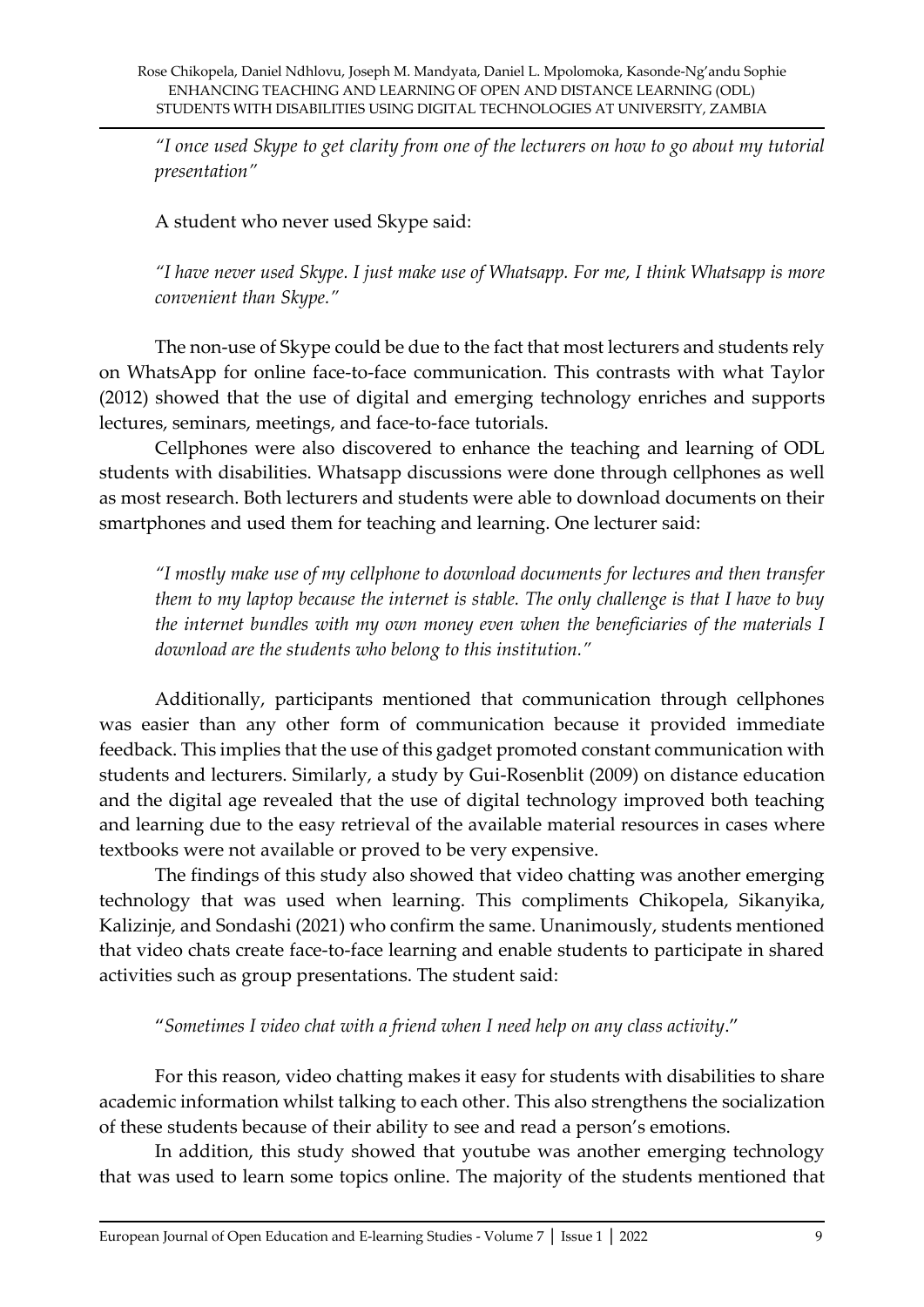*"I once used Skype to get clarity from one of the lecturers on how to go about my tutorial presentation"*

A student who never used Skype said:

*"I have never used Skype. I just make use of Whatsapp. For me, I think Whatsapp is more convenient than Skype."*

The non-use of Skype could be due to the fact that most lecturers and students rely on WhatsApp for online face-to-face communication. This contrasts with what Taylor (2012) showed that the use of digital and emerging technology enriches and supports lectures, seminars, meetings, and face-to-face tutorials.

Cellphones were also discovered to enhance the teaching and learning of ODL students with disabilities. Whatsapp discussions were done through cellphones as well as most research. Both lecturers and students were able to download documents on their smartphones and used them for teaching and learning. One lecturer said:

*"I mostly make use of my cellphone to download documents for lectures and then transfer them to my laptop because the internet is stable. The only challenge is that I have to buy the internet bundles with my own money even when the beneficiaries of the materials I download are the students who belong to this institution."*

Additionally, participants mentioned that communication through cellphones was easier than any other form of communication because it provided immediate feedback. This implies that the use of this gadget promoted constant communication with students and lecturers. Similarly, a study by Gui-Rosenblit (2009) on distance education and the digital age revealed that the use of digital technology improved both teaching and learning due to the easy retrieval of the available material resources in cases where textbooks were not available or proved to be very expensive.

The findings of this study also showed that video chatting was another emerging technology that was used when learning. This compliments Chikopela, Sikanyika, Kalizinje, and Sondashi (2021) who confirm the same. Unanimously, students mentioned that video chats create face-to-face learning and enable students to participate in shared activities such as group presentations. The student said:

"*Sometimes I video chat with a friend when I need help on any class activity*."

For this reason, video chatting makes it easy for students with disabilities to share academic information whilst talking to each other. This also strengthens the socialization of these students because of their ability to see and read a person's emotions.

In addition, this study showed that youtube was another emerging technology that was used to learn some topics online. The majority of the students mentioned that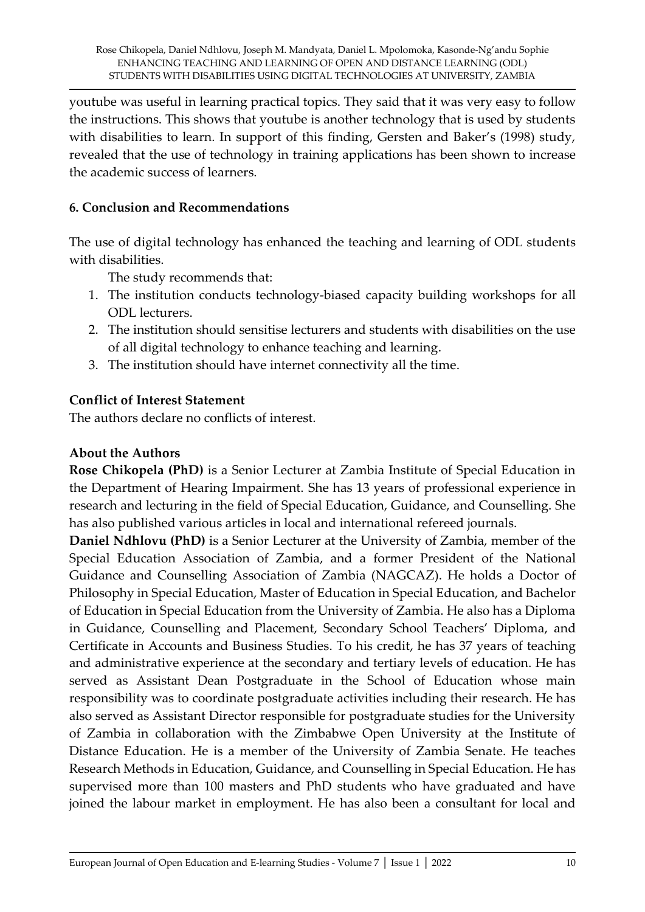youtube was useful in learning practical topics. They said that it was very easy to follow the instructions. This shows that youtube is another technology that is used by students with disabilities to learn. In support of this finding, Gersten and Baker's (1998) study, revealed that the use of technology in training applications has been shown to increase the academic success of learners.

## 6. Conclusion and Recommendations

The use of digital technology has enhanced the teaching and learning of ODL students with disabilities.

The study recommends that:

1. The institution conducts technology-biased capacity building workshops for all ODL lecturers.
2. The institution should sensitise lecturers and students with disabilities on the use of all digital technology to enhance teaching and learning.
3. The institution should have internet connectivity all the time.

### Conflict of Interest Statement

The authors declare no conflicts of interest.

### About the Authors

**Rose Chikopela (PhD)** is a Senior Lecturer at Zambia Institute of Special Education in the Department of Hearing Impairment. She has 13 years of professional experience in research and lecturing in the field of Special Education, Guidance, and Counselling. She has also published various articles in local and international refereed journals.

**Daniel Ndhlovu (PhD)** is a Senior Lecturer at the University of Zambia, member of the Special Education Association of Zambia, and a former President of the National Guidance and Counselling Association of Zambia (NAGCAZ). He holds a Doctor of Philosophy in Special Education, Master of Education in Special Education, and Bachelor of Education in Special Education from the University of Zambia. He also has a Diploma in Guidance, Counselling and Placement, Secondary School Teachers' Diploma, and Certificate in Accounts and Business Studies. To his credit, he has 37 years of teaching and administrative experience at the secondary and tertiary levels of education. He has served as Assistant Dean Postgraduate in the School of Education whose main responsibility was to coordinate postgraduate activities including their research. He has also served as Assistant Director responsible for postgraduate studies for the University of Zambia in collaboration with the Zimbabwe Open University at the Institute of Distance Education. He is a member of the University of Zambia Senate. He teaches Research Methods in Education, Guidance, and Counselling in Special Education. He has supervised more than 100 masters and PhD students who have graduated and have joined the labour market in employment. He has also been a consultant for local and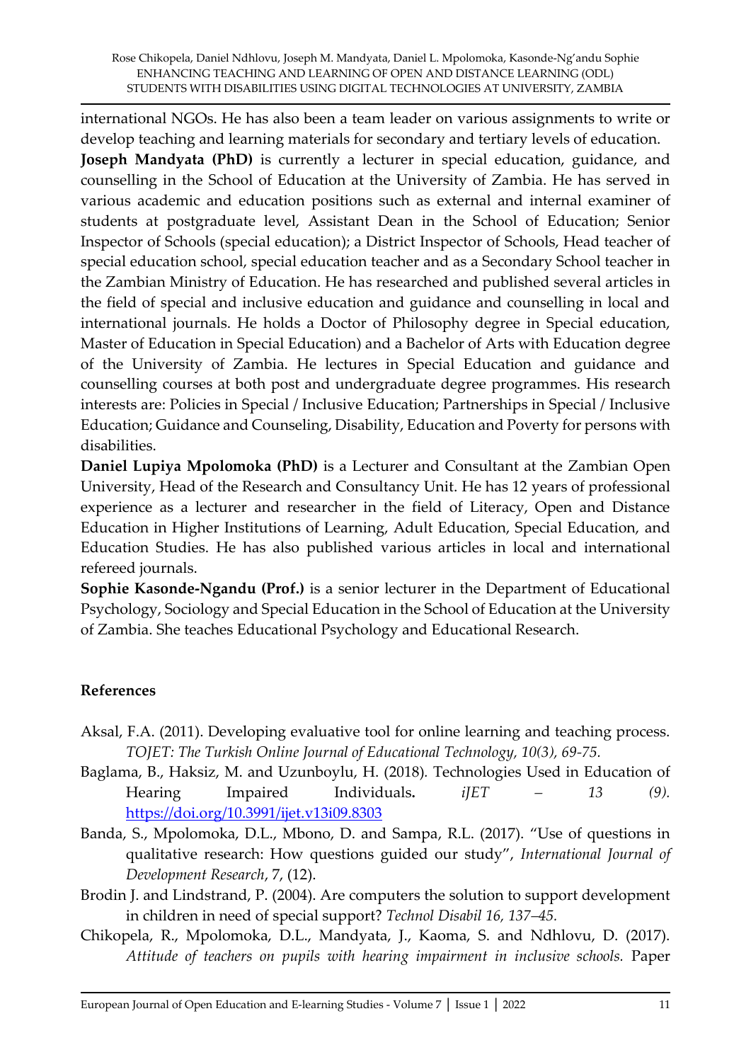international NGOs. He has also been a team leader on various assignments to write or develop teaching and learning materials for secondary and tertiary levels of education.

**Joseph Mandyata (PhD)** is currently a lecturer in special education, guidance, and counselling in the School of Education at the University of Zambia. He has served in various academic and education positions such as external and internal examiner of students at postgraduate level, Assistant Dean in the School of Education; Senior Inspector of Schools (special education); a District Inspector of Schools, Head teacher of special education school, special education teacher and as a Secondary School teacher in the Zambian Ministry of Education. He has researched and published several articles in the field of special and inclusive education and guidance and counselling in local and international journals. He holds a Doctor of Philosophy degree in Special education, Master of Education in Special Education) and a Bachelor of Arts with Education degree of the University of Zambia. He lectures in Special Education and guidance and counselling courses at both post and undergraduate degree programmes. His research interests are: Policies in Special / Inclusive Education; Partnerships in Special / Inclusive Education; Guidance and Counseling, Disability, Education and Poverty for persons with disabilities.

**Daniel Lupiya Mpolomoka (PhD)** is a Lecturer and Consultant at the Zambian Open University, Head of the Research and Consultancy Unit. He has 12 years of professional experience as a lecturer and researcher in the field of Literacy, Open and Distance Education in Higher Institutions of Learning, Adult Education, Special Education, and Education Studies. He has also published various articles in local and international refereed journals.

**Sophie Kasonde-Ngandu (Prof.)** is a senior lecturer in the Department of Educational Psychology, Sociology and Special Education in the School of Education at the University of Zambia. She teaches Educational Psychology and Educational Research.

## References

Aksal, F.A. (2011). Developing evaluative tool for online learning and teaching process. *TOJET: The Turkish Online Journal of Educational Technology, 10(3), 69-75.*

Baglama, B., Haksiz, M. and Uzunboylu, H. (2018). Technologies Used in Education of Hearing Impaired Individuals**.** *iJET – 13 (9).* https://doi.org/10.3991/ijet.v13i09.8303

Banda, S., Mpolomoka, D.L., Mbono, D. and Sampa, R.L. (2017). "Use of questions in qualitative research: How questions guided our study", *International Journal of Development Research*, 7, (12).

Brodin J. and Lindstrand, P. (2004). Are computers the solution to support development in children in need of special support? *Technol Disabil 16, 137–45.*

Chikopela, R., Mpolomoka, D.L., Mandyata, J., Kaoma, S. and Ndhlovu, D. (2017). *Attitude of teachers on pupils with hearing impairment in inclusive schools.* Paper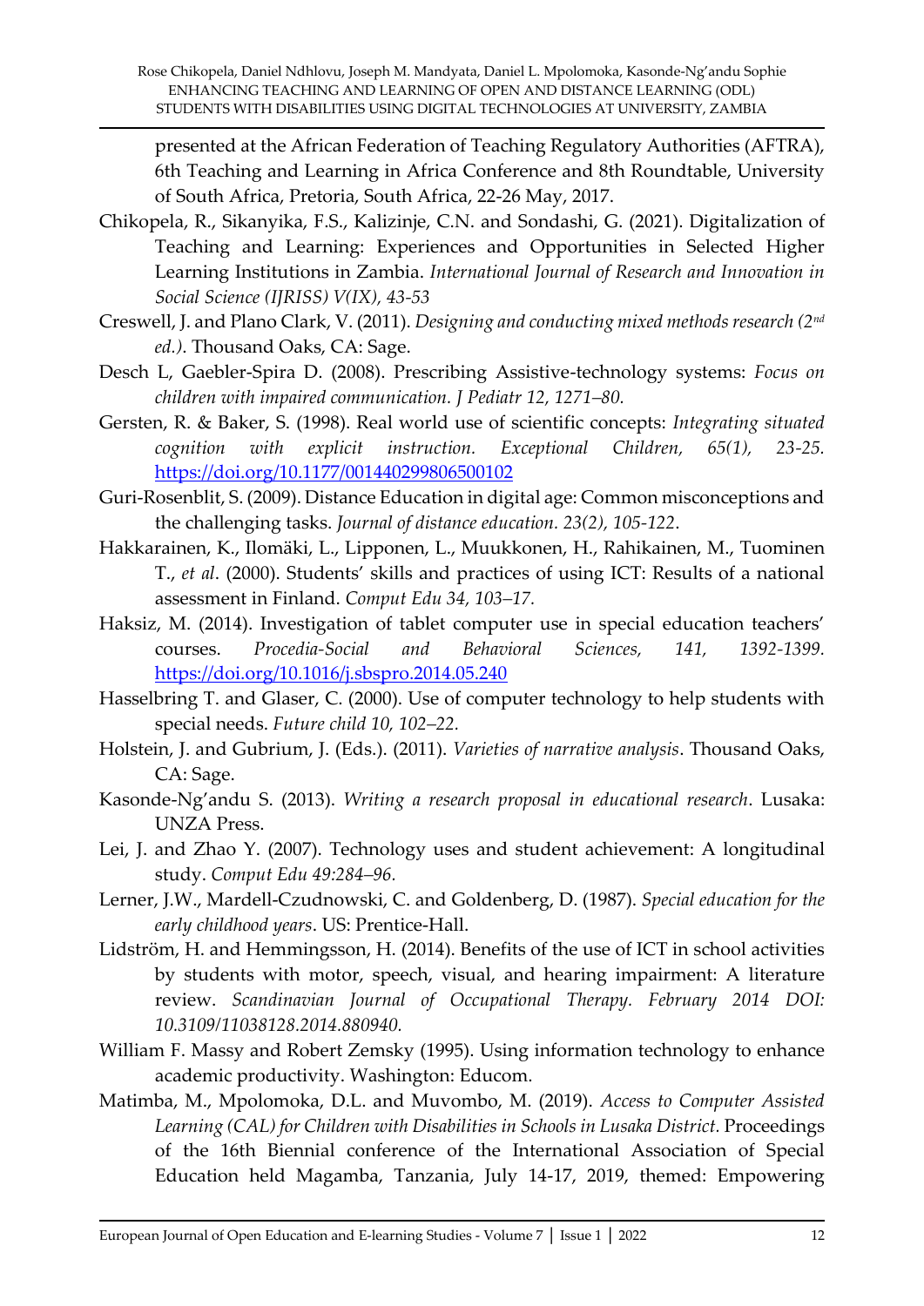presented at the African Federation of Teaching Regulatory Authorities (AFTRA), 6th Teaching and Learning in Africa Conference and 8th Roundtable, University of South Africa, Pretoria, South Africa, 22-26 May, 2017.

Chikopela, R., Sikanyika, F.S., Kalizinje, C.N. and Sondashi, G. (2021). Digitalization of Teaching and Learning: Experiences and Opportunities in Selected Higher Learning Institutions in Zambia. *International Journal of Research and Innovation in Social Science (IJRISS) V(IX), 43-53*

Creswell, J. and Plano Clark, V. (2011). *Designing and conducting mixed methods research (2nd ed.)*. Thousand Oaks, CA: Sage.

Desch L, Gaebler-Spira D. (2008). Prescribing Assistive-technology systems: *Focus on children with impaired communication. J Pediatr 12, 1271–80.*

Gersten, R. & Baker, S. (1998). Real world use of scientific concepts: *Integrating situated cognition with explicit instruction. Exceptional Children, 65(1), 23-25.* https://doi.org/10.1177/001440299806500102

Guri-Rosenblit, S. (2009). Distance Education in digital age: Common misconceptions and the challenging tasks. *Journal of distance education. 23(2), 105-122*.

Hakkarainen, K., Ilomäki, L., Lipponen, L., Muukkonen, H., Rahikainen, M., Tuominen T., *et al*. (2000). Students' skills and practices of using ICT: Results of a national assessment in Finland. *Comput Edu 34, 103–17.*

Haksiz, M. (2014). Investigation of tablet computer use in special education teachers' courses. *Procedia-Social and Behavioral Sciences, 141, 1392-1399.* https://doi.org/10.1016/j.sbspro.2014.05.240

Hasselbring T. and Glaser, C. (2000). Use of computer technology to help students with special needs. *Future child 10, 102–22.*

Holstein, J. and Gubrium, J. (Eds.). (2011). *Varieties of narrative analysis*. Thousand Oaks, CA: Sage.

Kasonde-Ng'andu S. (2013). *Writing a research proposal in educational research*. Lusaka: UNZA Press.

Lei, J. and Zhao Y. (2007). Technology uses and student achievement: A longitudinal study. *Comput Edu 49:284–96.*

Lerner, J.W., Mardell-Czudnowski, C. and Goldenberg, D. (1987). *Special education for the early childhood years*. US: Prentice-Hall.

Lidström, H. and Hemmingsson, H. (2014). Benefits of the use of ICT in school activities by students with motor, speech, visual, and hearing impairment: A literature review. *Scandinavian Journal of Occupational Therapy. February 2014 DOI: 10.3109/11038128.2014.880940.*

William F. Massy and Robert Zemsky (1995). Using information technology to enhance academic productivity. Washington: Educom.

Matimba, M., Mpolomoka, D.L. and Muvombo, M. (2019). *Access to Computer Assisted Learning (CAL) for Children with Disabilities in Schools in Lusaka District.* Proceedings of the 16th Biennial conference of the International Association of Special Education held Magamba, Tanzania, July 14-17, 2019, themed: Empowering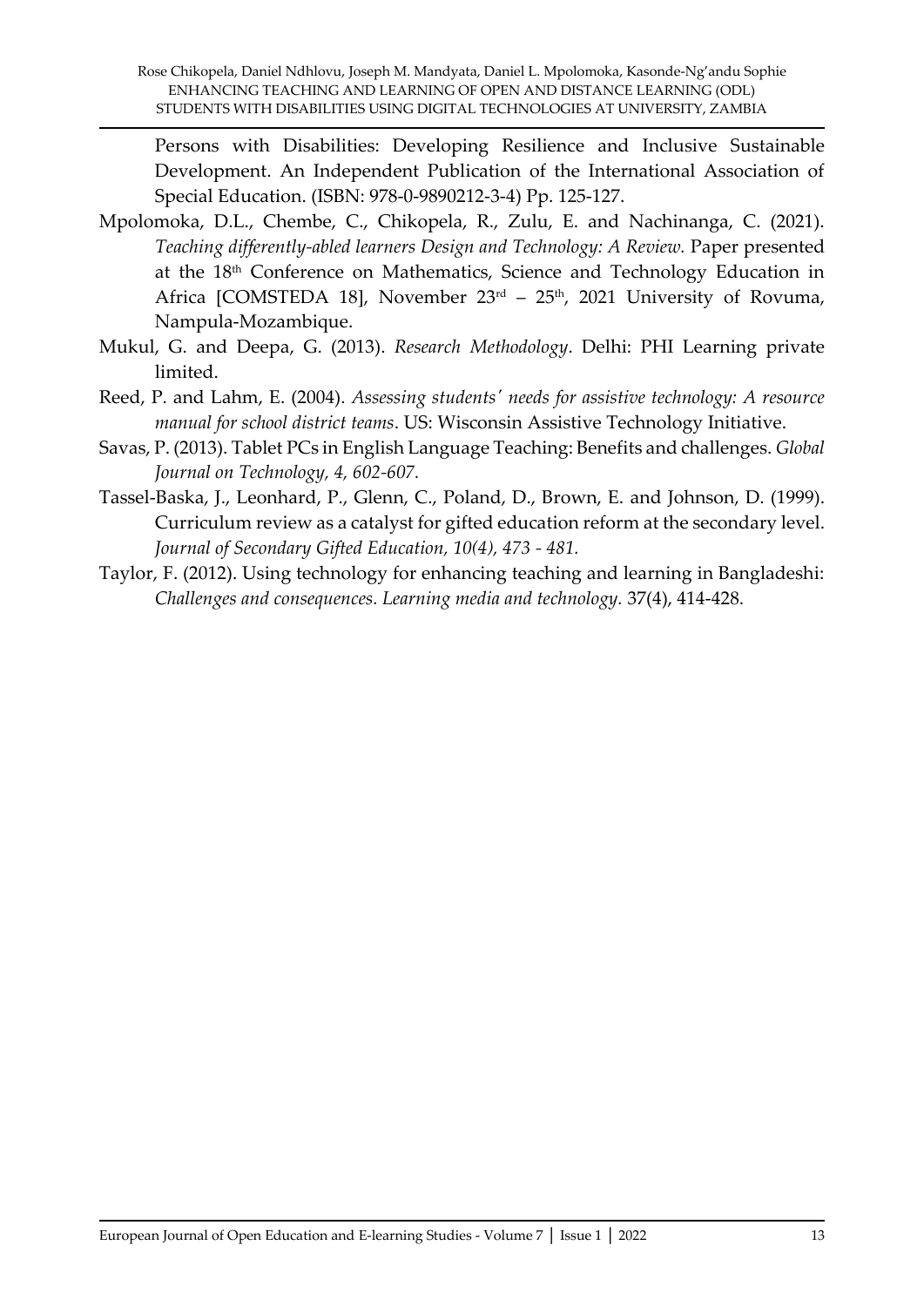Persons with Disabilities: Developing Resilience and Inclusive Sustainable Development. An Independent Publication of the International Association of Special Education. (ISBN: 978-0-9890212-3-4) Pp. 125-127.

Mpolomoka, D.L., Chembe, C., Chikopela, R., Zulu, E. and Nachinanga, C. (2021). *Teaching differently-abled learners Design and Technology: A Review.* Paper presented at the 18th Conference on Mathematics, Science and Technology Education in Africa [COMSTEDA 18], November 23rd – 25th, 2021 University of Rovuma, Nampula-Mozambique.

Mukul, G. and Deepa, G. (2013). *Research Methodology*. Delhi: PHI Learning private limited.

Reed, P. and Lahm, E. (2004). *Assessing students' needs for assistive technology: A resource manual for school district teams*. US: Wisconsin Assistive Technology Initiative.

Savas, P. (2013). Tablet PCs in English Language Teaching: Benefits and challenges. *Global Journal on Technology, 4, 602-607.*

Tassel-Baska, J., Leonhard, P., Glenn, C., Poland, D., Brown, E. and Johnson, D. (1999). Curriculum review as a catalyst for gifted education reform at the secondary level. *Journal of Secondary Gifted Education, 10(4), 473 - 481.*

Taylor, F. (2012). Using technology for enhancing teaching and learning in Bangladeshi: *Challenges and consequences. Learning media and technology.* 37(4), 414-428.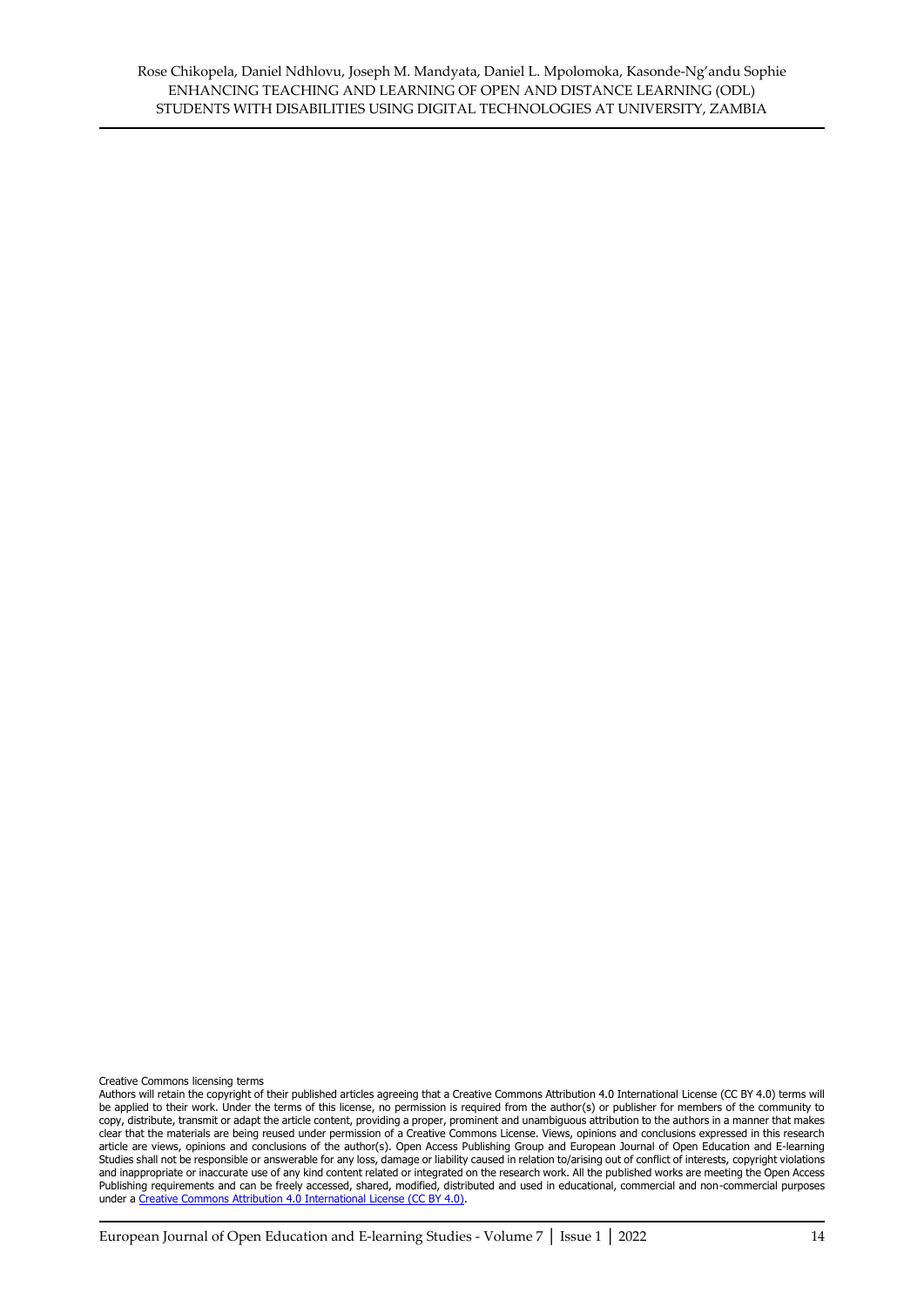Creative Commons licensing terms

Authors will retain the copyright of their published articles agreeing that a Creative Commons Attribution 4.0 International License (CC BY 4.0) terms will be applied to their work. Under the terms of this license, no permission is required from the author(s) or publisher for members of the community to copy, distribute, transmit or adapt the article content, providing a proper, prominent and unambiguous attribution to the authors in a manner that makes clear that the materials are being reused under permission of a Creative Commons License. Views, opinions and conclusions expressed in this research article are views, opinions and conclusions of the author(s). Open Access Publishing Group and European Journal of Open Education and E-learning Studies shall not be responsible or answerable for any loss, damage or liability caused in relation to/arising out of conflict of interests, copyright violations and inappropriate or inaccurate use of any kind content related or integrated on the research work. All the published works are meeting the Open Access Publishing requirements and can be freely accessed, shared, modified, distributed and used in educational, commercial and non-commercial purposes under a Creative Commons Attribution 4.0 International License (CC BY 4.0).